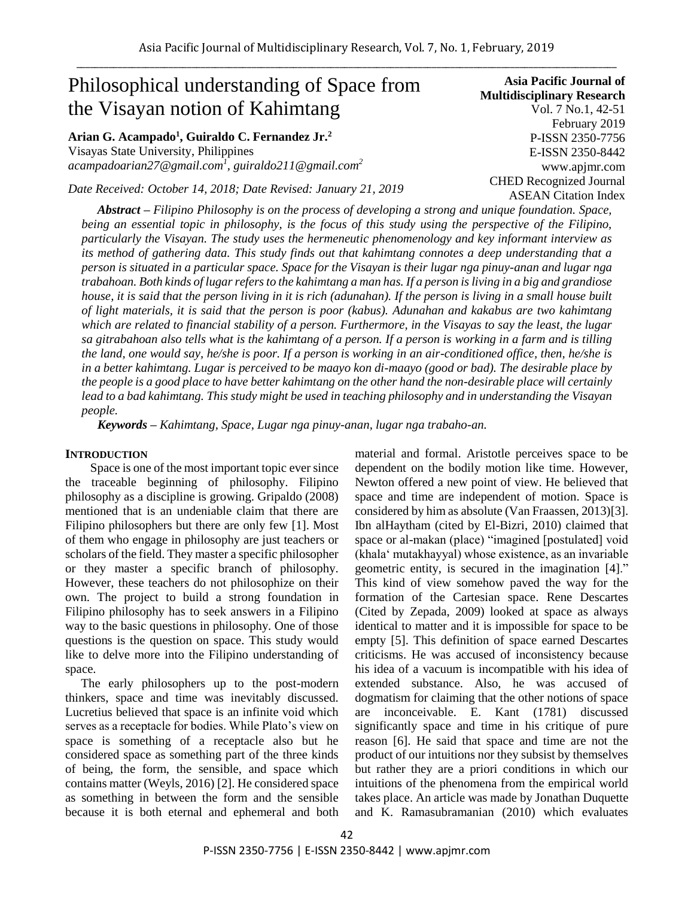# Philosophical understanding of Space from the Visayan notion of Kahimtang

**Arian G. Acampado[1], Guiraldo C. Fernandez Jr.[2]**
Visayas State University, Philippines
*acampadoarian27@gmail.com[1], guiraldo211@gmail.com[2]*

*Date Received: October 14, 2018; Date Revised: January 21, 2019*

**Asia Pacific Journal of Multidisciplinary Research**
Vol. 7 No.1, 42-51
February 2019
P-ISSN 2350-7756
E-ISSN 2350-8442
www.apjmr.com
CHED Recognized Journal
ASEAN Citation Index

***Abstract –*** *Filipino Philosophy is on the process of developing a strong and unique foundation. Space, being an essential topic in philosophy, is the focus of this study using the perspective of the Filipino, particularly the Visayan. The study uses the hermeneutic phenomenology and key informant interview as its method of gathering data. This study finds out that kahimtang connotes a deep understanding that a person is situated in a particular space. Space for the Visayan is their lugar nga pinuy-anan and lugar nga trabahoan. Both kinds of lugar refers to the kahimtang a man has. If a person is living in a big and grandiose house, it is said that the person living in it is rich (adunahan). If the person is living in a small house built of light materials, it is said that the person is poor (kabus). Adunahan and kakabus are two kahimtang which are related to financial stability of a person. Furthermore, in the Visayas to say the least, the lugar sa gitrabahoan also tells what is the kahimtang of a person. If a person is working in a farm and is tilling the land, one would say, he/she is poor. If a person is working in an air-conditioned office, then, he/she is in a better kahimtang. Lugar is perceived to be maayo kon di-maayo (good or bad). The desirable place by the people is a good place to have better kahimtang on the other hand the non-desirable place will certainly lead to a bad kahimtang. This study might be used in teaching philosophy and in understanding the Visayan people.*

***Keywords –*** *Kahimtang, Space, Lugar nga pinuy-anan, lugar nga trabaho-an.*

## INTRODUCTION

Space is one of the most important topic ever since the traceable beginning of philosophy. Filipino philosophy as a discipline is growing. Gripaldo (2008) mentioned that is an undeniable claim that there are Filipino philosophers but there are only few [1]. Most of them who engage in philosophy are just teachers or scholars of the field. They master a specific philosopher or they master a specific branch of philosophy. However, these teachers do not philosophize on their own. The project to build a strong foundation in Filipino philosophy has to seek answers in a Filipino way to the basic questions in philosophy. One of those questions is the question on space. This study would like to delve more into the Filipino understanding of space.

The early philosophers up to the post-modern thinkers, space and time was inevitably discussed. Lucretius believed that space is an infinite void which serves as a receptacle for bodies. While Plato's view on space is something of a receptacle also but he considered space as something part of the three kinds of being, the form, the sensible, and space which contains matter (Weyls, 2016) [2]. He considered space as something in between the form and the sensible because it is both eternal and ephemeral and both material and formal. Aristotle perceives space to be dependent on the bodily motion like time. However, Newton offered a new point of view. He believed that space and time are independent of motion. Space is considered by him as absolute (Van Fraassen, 2013)[3]. Ibn alHaytham (cited by El-Bizri, 2010) claimed that space or al-makan (place) "imagined [postulated] void (khala' mutakhayyal) whose existence, as an invariable geometric entity, is secured in the imagination [4]." This kind of view somehow paved the way for the formation of the Cartesian space. Rene Descartes (Cited by Zepada, 2009) looked at space as always identical to matter and it is impossible for space to be empty [5]. This definition of space earned Descartes criticisms. He was accused of inconsistency because his idea of a vacuum is incompatible with his idea of extended substance. Also, he was accused of dogmatism for claiming that the other notions of space are inconceivable. E. Kant (1781) discussed significantly space and time in his critique of pure reason [6]. He said that space and time are not the product of our intuitions nor they subsist by themselves but rather they are a priori conditions in which our intuitions of the phenomena from the empirical world takes place. An article was made by Jonathan Duquette and K. Ramasubramanian (2010) which evaluates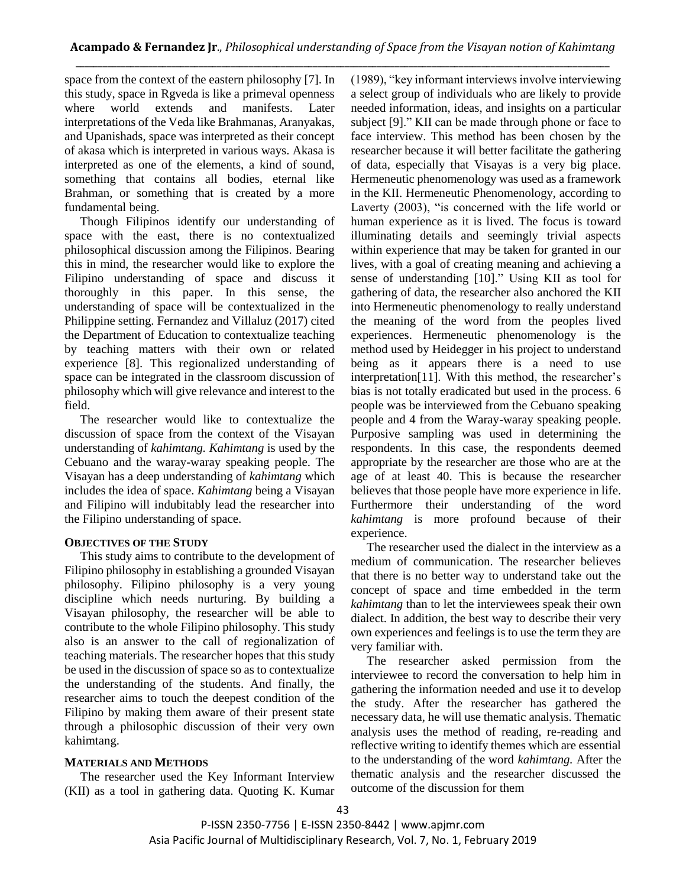space from the context of the eastern philosophy [7]. In this study, space in Rgveda is like a primeval openness where world extends and manifests. Later interpretations of the Veda like Brahmanas, Aranyakas, and Upanishads, space was interpreted as their concept of akasa which is interpreted in various ways. Akasa is interpreted as one of the elements, a kind of sound, something that contains all bodies, eternal like Brahman, or something that is created by a more fundamental being.

Though Filipinos identify our understanding of space with the east, there is no contextualized philosophical discussion among the Filipinos. Bearing this in mind, the researcher would like to explore the Filipino understanding of space and discuss it thoroughly in this paper. In this sense, the understanding of space will be contextualized in the Philippine setting. Fernandez and Villaluz (2017) cited the Department of Education to contextualize teaching by teaching matters with their own or related experience [8]. This regionalized understanding of space can be integrated in the classroom discussion of philosophy which will give relevance and interest to the field.

The researcher would like to contextualize the discussion of space from the context of the Visayan understanding of *kahimtang*. *Kahimtang* is used by the Cebuano and the waray-waray speaking people. The Visayan has a deep understanding of *kahimtang* which includes the idea of space. *Kahimtang* being a Visayan and Filipino will indubitably lead the researcher into the Filipino understanding of space.

## OBJECTIVES OF THE STUDY

This study aims to contribute to the development of Filipino philosophy in establishing a grounded Visayan philosophy. Filipino philosophy is a very young discipline which needs nurturing. By building a Visayan philosophy, the researcher will be able to contribute to the whole Filipino philosophy. This study also is an answer to the call of regionalization of teaching materials. The researcher hopes that this study be used in the discussion of space so as to contextualize the understanding of the students. And finally, the researcher aims to touch the deepest condition of the Filipino by making them aware of their present state through a philosophic discussion of their very own kahimtang.

## MATERIALS AND METHODS

The researcher used the Key Informant Interview (KII) as a tool in gathering data. Quoting K. Kumar (1989), "key informant interviews involve interviewing a select group of individuals who are likely to provide needed information, ideas, and insights on a particular subject [9]." KII can be made through phone or face to face interview. This method has been chosen by the researcher because it will better facilitate the gathering of data, especially that Visayas is a very big place. Hermeneutic phenomenology was used as a framework in the KII. Hermeneutic Phenomenology, according to Laverty (2003), "is concerned with the life world or human experience as it is lived. The focus is toward illuminating details and seemingly trivial aspects within experience that may be taken for granted in our lives, with a goal of creating meaning and achieving a sense of understanding [10]." Using KII as tool for gathering of data, the researcher also anchored the KII into Hermeneutic phenomenology to really understand the meaning of the word from the peoples lived experiences. Hermeneutic phenomenology is the method used by Heidegger in his project to understand being as it appears there is a need to use interpretation[11]. With this method, the researcher's bias is not totally eradicated but used in the process. 6 people was be interviewed from the Cebuano speaking people and 4 from the Waray-waray speaking people. Purposive sampling was used in determining the respondents. In this case, the respondents deemed appropriate by the researcher are those who are at the age of at least 40. This is because the researcher believes that those people have more experience in life. Furthermore their understanding of the word *kahimtang* is more profound because of their experience.

The researcher used the dialect in the interview as a medium of communication. The researcher believes that there is no better way to understand take out the concept of space and time embedded in the term *kahimtang* than to let the interviewees speak their own dialect. In addition, the best way to describe their very own experiences and feelings is to use the term they are very familiar with.

The researcher asked permission from the interviewee to record the conversation to help him in gathering the information needed and use it to develop the study. After the researcher has gathered the necessary data, he will use thematic analysis. Thematic analysis uses the method of reading, re-reading and reflective writing to identify themes which are essential to the understanding of the word *kahimtang.* After the thematic analysis and the researcher discussed the outcome of the discussion for them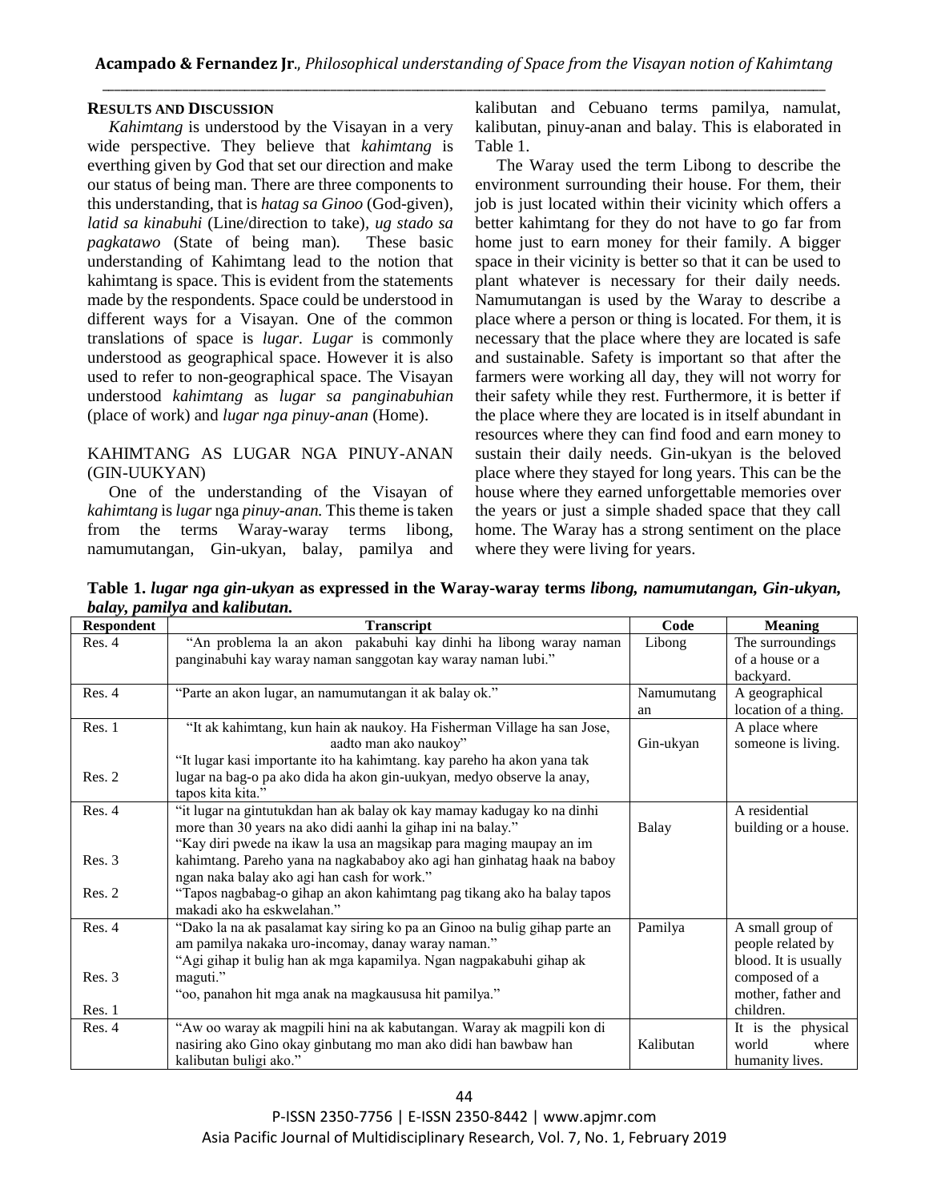## RESULTS AND DISCUSSION

*Kahimtang* is understood by the Visayan in a very wide perspective. They believe that *kahimtang* is everthing given by God that set our direction and make our status of being man. There are three components to this understanding, that is *hatag sa Ginoo* (God-given), *latid sa kinabuhi* (Line/direction to take), *ug stado sa pagkatawo* (State of being man). These basic understanding of Kahimtang lead to the notion that kahimtang is space. This is evident from the statements made by the respondents. Space could be understood in different ways for a Visayan. One of the common translations of space is *lugar*. *Lugar* is commonly understood as geographical space. However it is also used to refer to non-geographical space. The Visayan understood *kahimtang* as *lugar sa panginabuhian* (place of work) and *lugar nga pinuy-anan* (Home).

### KAHIMTANG AS LUGAR NGA PINUY-ANAN (GIN-UUKYAN)

One of the understanding of the Visayan of *kahimtang* is *lugar* nga *pinuy-anan.* This theme is taken from the terms Waray-waray terms libong, namumutangan, Gin-ukyan, balay, pamilya and kalibutan and Cebuano terms pamilya, namulat, kalibutan, pinuy-anan and balay. This is elaborated in Table 1.

The Waray used the term Libong to describe the environment surrounding their house. For them, their job is just located within their vicinity which offers a better kahimtang for they do not have to go far from home just to earn money for their family. A bigger space in their vicinity is better so that it can be used to plant whatever is necessary for their daily needs. Namumutangan is used by the Waray to describe a place where a person or thing is located. For them, it is necessary that the place where they are located is safe and sustainable. Safety is important so that after the farmers were working all day, they will not worry for their safety while they rest. Furthermore, it is better if the place where they are located is in itself abundant in resources where they can find food and earn money to sustain their daily needs. Gin-ukyan is the beloved place where they stayed for long years. This can be the house where they earned unforgettable memories over the years or just a simple shaded space that they call home. The Waray has a strong sentiment on the place where they were living for years.

**Table 1.** ***lugar nga gin-ukyan*** **as expressed in the Waray-waray terms** ***libong, namumutangan, Gin-ukyan, balay, pamilya*** **and** ***kalibutan.***

| Respondent | Transcript | Code | Meaning |
|---|---|---|---|
| Res. 4 | "An problema la an akon pakabuhi kay dinhi ha libong waray naman panginabuhi kay waray naman sanggotan kay waray naman lubi." | Libong | The surroundings of a house or a backyard. |
| Res. 4 | "Parte an akon lugar, an namumutangan it ak balay ok." | Namumutangan | A geographical location of a thing. |
| Res. 1<br>Res. 2 | "It ak kahimtang, kun hain ak naukoy. Ha Fisherman Village ha san Jose, aadto man ako naukoy"<br>"It lugar kasi importante ito ha kahimtang. kay pareho ha akon yana tak lugar na bag-o pa ako dida ha akon gin-uukyan, medyo observe la anay, tapos kita kita." | Gin-ukyan | A place where someone is living. |
| Res. 4<br>Res. 3<br>Res. 2 | "it lugar na gintutukdan han ak balay ok kay mamay kadugay ko na dinhi more than 30 years na ako didi aanhi la gihap ini na balay."<br>"Kay diri pwede na ikaw la usa an magsikap para maging maupay an im kahimtang. Pareho yana na nagkababoy ako agi han ginhatag haak na baboy ngan naka balay ako agi han cash for work."<br>"Tapos nagbabag-o gihap an akon kahimtang pag tikang ako ha balay tapos makadi ako ha eskwelahan." | Balay | A residential building or a house. |
| Res. 4<br>Res. 3<br>Res. 1 | "Dako la na ak pasalamat kay siring ko pa an Ginoo na bulig gihap parte an am pamilya nakaka uro-incomay, danay waray naman."<br>"Agi gihap it bulig han ak mga kapamilya. Ngan nagpakabuhi gihap ak maguti."<br>"oo, panahon hit mga anak na magkaususa hit pamilya." | Pamilya | A small group of people related by blood. It is usually composed of a mother, father and children. |
| Res. 4 | "Aw oo waray ak magpili hini na ak kabutangan. Waray ak magpili kon di nasiring ako Gino okay ginbutang mo man ako didi han bawbaw han kalibutan buligi ako." | Kalibutan | It is the physical world where humanity lives. |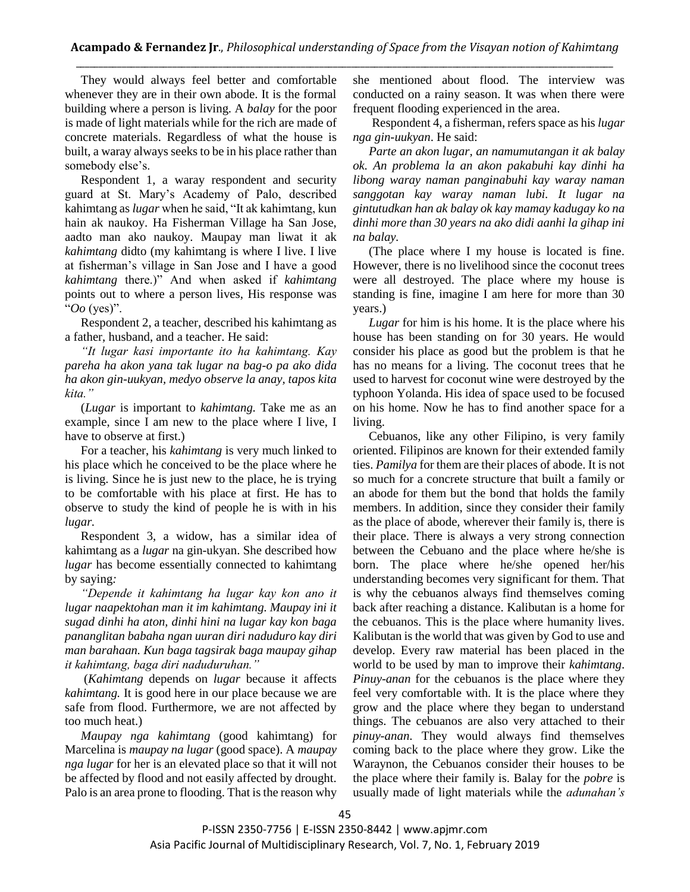They would always feel better and comfortable whenever they are in their own abode. It is the formal building where a person is living. A *balay* for the poor is made of light materials while for the rich are made of concrete materials. Regardless of what the house is built, a waray always seeks to be in his place rather than somebody else's.

Respondent 1, a waray respondent and security guard at St. Mary's Academy of Palo, described kahimtang as *lugar* when he said, "It ak kahimtang, kun hain ak naukoy. Ha Fisherman Village ha San Jose, aadto man ako naukoy. Maupay man liwat it ak *kahimtang* didto (my kahimtang is where I live. I live at fisherman's village in San Jose and I have a good *kahimtang* there.)" And when asked if *kahimtang* points out to where a person lives, His response was "*Oo* (yes)".

Respondent 2, a teacher, described his kahimtang as a father, husband, and a teacher. He said:

*"It lugar kasi importante ito ha kahimtang. Kay pareha ha akon yana tak lugar na bag-o pa ako dida ha akon gin-uukyan, medyo observe la anay, tapos kita kita."*

(*Lugar* is important to *kahimtang.* Take me as an example, since I am new to the place where I live, I have to observe at first.)

For a teacher, his *kahimtang* is very much linked to his place which he conceived to be the place where he is living. Since he is just new to the place, he is trying to be comfortable with his place at first. He has to observe to study the kind of people he is with in his *lugar.*

Respondent 3, a widow, has a similar idea of kahimtang as a *lugar* na gin-ukyan. She described how *lugar* has become essentially connected to kahimtang by saying*:*

*"Depende it kahimtang ha lugar kay kon ano it lugar naapektohan man it im kahimtang. Maupay ini it sugad dinhi ha aton, dinhi hini na lugar kay kon baga panang­litan babaha ngan uuran diri naduduro kay diri man barahaan. Kun baga tagsirak baga maupay gihap it kahimtang, baga diri naduduruhan."*

(*Kahimtang* depends on *lugar* because it affects *kahimtang.* It is good here in our place because we are safe from flood. Furthermore, we are not affected by too much heat.)

*Maupay nga kahimtang* (good kahimtang) for Marcelina is *maupay na lugar* (good space). A *maupay nga lugar* for her is an elevated place so that it will not be affected by flood and not easily affected by drought. Palo is an area prone to flooding. That is the reason why she mentioned about flood. The interview was conducted on a rainy season. It was when there were frequent flooding experienced in the area.

Respondent 4, a fisherman, refers space as his *lugar nga gin-uukyan*. He said:

*Parte an akon lugar, an namumutangan it ak balay ok. An problema la an akon pakabuhi kay dinhi ha libong waray naman panginabuhi kay waray naman sanggotan kay waray naman lubi. It lugar na gintutudkan han ak balay ok kay mamay kadugay ko na dinhi more than 30 years na ako didi aanhi la gihap ini na balay.*

(The place where I my house is located is fine. However, there is no livelihood since the coconut trees were all destroyed. The place where my house is standing is fine, imagine I am here for more than 30 years.)

*Lugar* for him is his home. It is the place where his house has been standing on for 30 years. He would consider his place as good but the problem is that he has no means for a living. The coconut trees that he used to harvest for coconut wine were destroyed by the typhoon Yolanda. His idea of space used to be focused on his home. Now he has to find another space for a living.

Cebuanos, like any other Filipino, is very family oriented. Filipinos are known for their extended family ties. *Pamilya* for them are their places of abode. It is not so much for a concrete structure that built a family or an abode for them but the bond that holds the family members. In addition, since they consider their family as the place of abode, wherever their family is, there is their place. There is always a very strong connection between the Cebuano and the place where he/she is born. The place where he/she opened her/his understanding becomes very significant for them. That is why the cebuanos always find themselves coming back after reaching a distance. Kalibutan is a home for the cebuanos. This is the place where humanity lives. Kalibutan is the world that was given by God to use and develop. Every raw material has been placed in the world to be used by man to improve their *kahimtang*. *Pinuy-anan* for the cebuanos is the place where they feel very comfortable with. It is the place where they grow and the place where they began to understand things. The cebuanos are also very attached to their *pinuy-anan*. They would always find themselves coming back to the place where they grow. Like the Waraynon, the Cebuanos consider their houses to be the place where their family is. Balay for the *pobre* is usually made of light materials while the *adunahan's*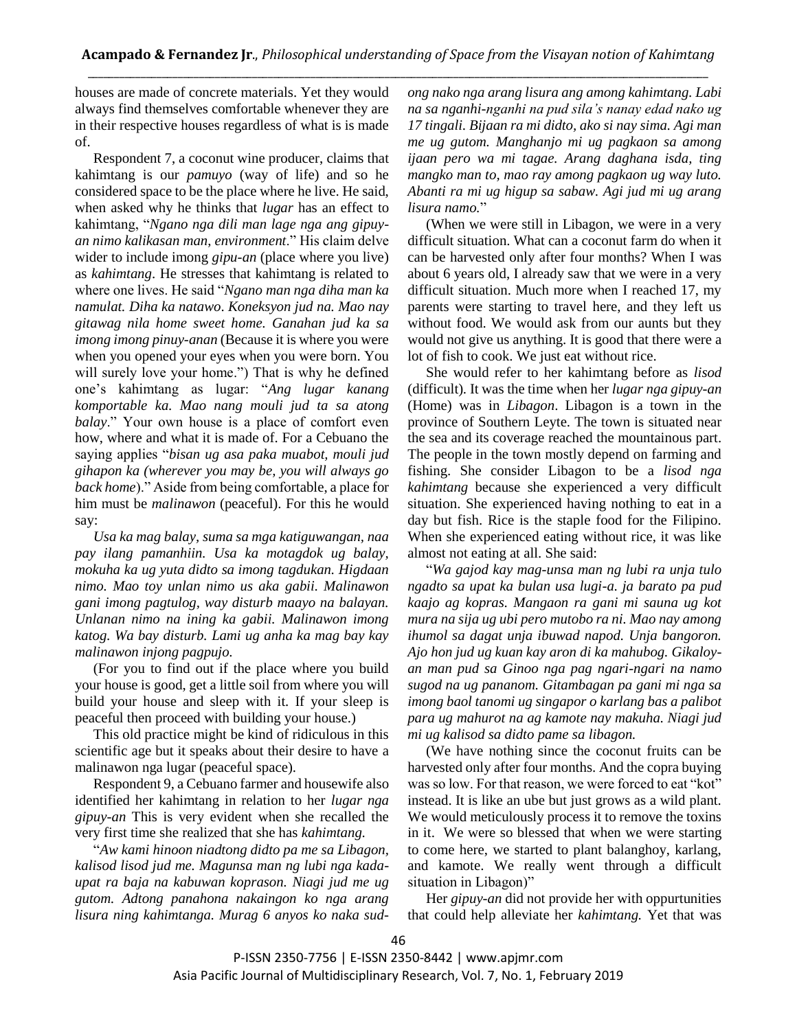houses are made of concrete materials. Yet they would always find themselves comfortable whenever they are in their respective houses regardless of what is is made of.

Respondent 7, a coconut wine producer, claims that kahimtang is our *pamuyo* (way of life) and so he considered space to be the place where he live. He said, when asked why he thinks that *lugar* has an effect to kahimtang, "*Ngano nga dili man lage nga ang gipuy-an nimo kalikasan man, environment*." His claim delve wider to include imong *gipu-an* (place where you live) as *kahimtang*. He stresses that kahimtang is related to where one lives. He said "*Ngano man nga diha man ka namulat. Diha ka natawo. Koneksyon jud na. Mao nay gitawag nila home sweet home. Ganahan jud ka sa imong imong pinuy-anan* (Because it is where you were when you opened your eyes when you were born. You will surely love your home.") That is why he defined one's kahimtang as lugar: "*Ang lugar kanang komportable ka. Mao nang mouli jud ta sa atong balay*." Your own house is a place of comfort even how, where and what it is made of. For a Cebuano the saying applies "*bisan ug asa paka muabot, mouli jud gihapon ka (wherever you may be, you will always go back home*)." Aside from being comfortable, a place for him must be *malinawon* (peaceful). For this he would say:

*Usa ka mag balay, suma sa mga katiguwangan, naa pay ilang pamanhiin. Usa ka motagdok ug balay, mokuha ka ug yuta didto sa imong tagdukan. Higdaan nimo. Mao toy unlan nimo us aka gabii. Malinawon gani imong pagtulog, way disturb maayo na balayan. Unlanan nimo na ining ka gabii. Malinawon imong katog. Wa bay disturb. Lami ug anha ka mag bay kay malinawon injong pagpujo.*

(For you to find out if the place where you build your house is good, get a little soil from where you will build your house and sleep with it. If your sleep is peaceful then proceed with building your house.)

This old practice might be kind of ridiculous in this scientific age but it speaks about their desire to have a malinawon nga lugar (peaceful space).

Respondent 9, a Cebuano farmer and housewife also identified her kahimtang in relation to her *lugar nga gipuy-an* This is very evident when she recalled the very first time she realized that she has *kahimtang.*

"*Aw kami hinoon niadtong didto pa me sa Libagon, kalisod lisod jud me. Magunsa man ng lubi nga kada-upat ra baja na kabuwan koprason. Niagi jud me ug gutom. Adtong panahona nakaingon ko nga arang lisura ning kahimtanga. Murag 6 anyos ko naka sud-ong nako nga arang lisura ang among kahimtang. Labi na sa nganhi-nganhi na pud sila's nanay edad nako ug 17 tingali. Bijaan ra mi didto, ako si nay sima. Agi man me ug gutom. Manghanjo mi ug pagkaon sa among ijaan pero wa mi tagae. Arang daghana isda, ting mangko man to, mao ray among pagkaon ug way luto. Abanti ra mi ug higup sa sabaw. Agi jud mi ug arang lisura namo.*"

(When we were still in Libagon, we were in a very difficult situation. What can a coconut farm do when it can be harvested only after four months? When I was about 6 years old, I already saw that we were in a very difficult situation. Much more when I reached 17, my parents were starting to travel here, and they left us without food. We would ask from our aunts but they would not give us anything. It is good that there were a lot of fish to cook. We just eat without rice.

She would refer to her kahimtang before as *lisod* (difficult). It was the time when her *lugar nga gipuy-an* (Home) was in *Libagon*. Libagon is a town in the province of Southern Leyte. The town is situated near the sea and its coverage reached the mountainous part. The people in the town mostly depend on farming and fishing. She consider Libagon to be a *lisod nga kahimtang* because she experienced a very difficult situation. She experienced having nothing to eat in a day but fish. Rice is the staple food for the Filipino. When she experienced eating without rice, it was like almost not eating at all. She said:

"*Wa gajod kay mag-unsa man ng lubi ra unja tulo ngadto sa upat ka bulan usa lugi-a. ja barato pa pud kaajo ag kopras. Mangaon ra gani mi sauna ug kot mura na sija ug ubi pero mutobo ra ni. Mao nay among ihumol sa dagat unja ibuwad napod. Unja bangoron. Ajo hon jud ug kuan kay aron di ka mahubog. Gikaloy-an man pud sa Ginoo nga pag ngari-ngari na namo sugod na ug pananom. Gitambagan pa gani mi nga sa imong baol tanomi ug singapor o karlang bas a palibot para ug mahurot na ag kamote nay makuha. Niagi jud mi ug kalisod sa didto pame sa libagon.*

(We have nothing since the coconut fruits can be harvested only after four months. And the copra buying was so low. For that reason, we were forced to eat "kot" instead. It is like an ube but just grows as a wild plant. We would meticulously process it to remove the toxins in it. We were so blessed that when we were starting to come here, we started to plant balanghoy, karlang, and kamote. We really went through a difficult situation in Libagon)"

Her *gipuy-an* did not provide her with oppurtunities that could help alleviate her *kahimtang.* Yet that was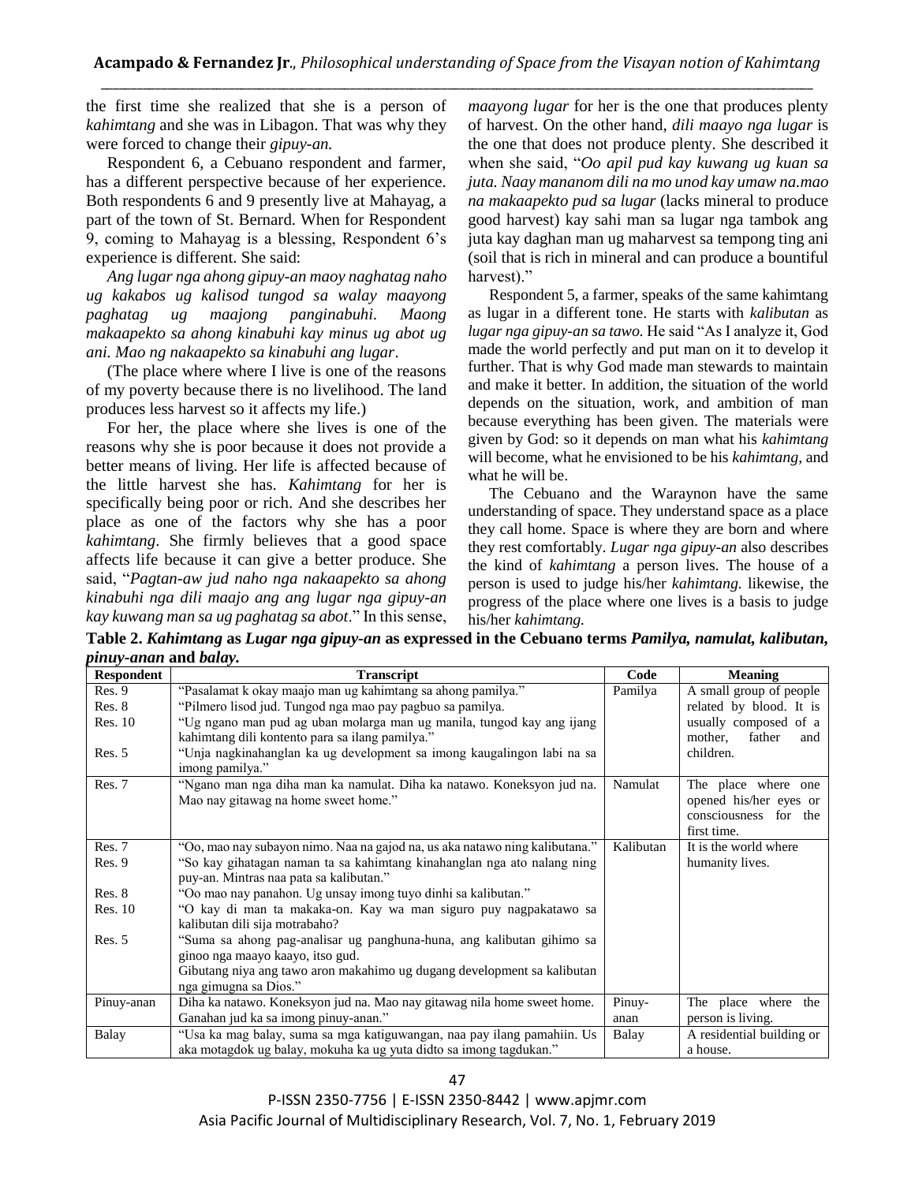the first time she realized that she is a person of *kahimtang* and she was in Libagon. That was why they were forced to change their *gipuy-an.*

Respondent 6, a Cebuano respondent and farmer, has a different perspective because of her experience. Both respondents 6 and 9 presently live at Mahayag, a part of the town of St. Bernard. When for Respondent 9, coming to Mahayag is a blessing, Respondent 6's experience is different. She said:

*Ang lugar nga ahong gipuy-an maoy naghatag naho ug kakabos ug kalisod tungod sa walay maayong paghatag ug maajong panginabuhi. Maong makaapekto sa ahong kinabuhi kay minus ug abot ug ani. Mao ng nakaapekto sa kinabuhi ang lugar*.

(The place where where I live is one of the reasons of my poverty because there is no livelihood. The land produces less harvest so it affects my life.)

For her, the place where she lives is one of the reasons why she is poor because it does not provide a better means of living. Her life is affected because of the little harvest she has. *Kahimtang* for her is specifically being poor or rich. And she describes her place as one of the factors why she has a poor *kahimtang*. She firmly believes that a good space affects life because it can give a better produce. She said, "*Pagtan-aw jud naho nga nakaapekto sa ahong kinabuhi nga dili maajo ang ang lugar nga gipuy-an kay kuwang man sa ug paghatag sa abot*." In this sense, *maayong lugar* for her is the one that produces plenty of harvest. On the other hand, *dili maayo nga lugar* is the one that does not produce plenty. She described it when she said, "*Oo apil pud kay kuwang ug kuan sa juta. Naay mananom dili na mo unod kay umaw na.mao na makaapekto pud sa lugar* (lacks mineral to produce good harvest) kay sahi man sa lugar nga tambok ang juta kay daghan man ug maharvest sa tempong ting ani (soil that is rich in mineral and can produce a bountiful harvest)."

Respondent 5, a farmer, speaks of the same kahimtang as lugar in a different tone. He starts with *kalibutan* as *lugar nga gipuy-an sa tawo.* He said "As I analyze it, God made the world perfectly and put man on it to develop it further. That is why God made man stewards to maintain and make it better. In addition, the situation of the world depends on the situation, work, and ambition of man because everything has been given. The materials were given by God: so it depends on man what his *kahimtang* will become, what he envisioned to be his *kahimtang*, and what he will be.

The Cebuano and the Waraynon have the same understanding of space. They understand space as a place they call home. Space is where they are born and where they rest comfortably. *Lugar nga gipuy-an* also describes the kind of *kahimtang* a person lives. The house of a person is used to judge his/her *kahimtang.* likewise, the progress of the place where one lives is a basis to judge his/her *kahimtang.*

**Table 2. *Kahimtang* as *Lugar nga gipuy-an* as expressed in the Cebuano terms *Pamilya, namulat, kalibutan, pinuy-anan* and *balay.***

| Respondent | Transcript | Code | Meaning |
|---|---|---|---|
| Res. 9 | "Pasalamat k okay maajo man ug kahimtang sa ahong pamilya." | Pamilya | A small group of people related by blood. It is usually composed of a mother, father and children. |
| Res. 8 | "Pilmero lisod jud. Tungod nga mao pay pagbuo sa pamilya. | | |
| Res. 10 | "Ug ngano man pud ag uban molarga man ug manila, tungod kay ang ijang kahimtang dili kontento para sa ilang pamilya." | | |
| Res. 5 | "Unja nagkinahanglan ka ug development sa imong kaugalingon labi na sa imong pamilya." | | |
| Res. 7 | "Ngano man nga diha man ka namulat. Diha ka natawo. Koneksyon jud na. Mao nay gitawag na home sweet home." | Namulat | The place where one opened his/her eyes or consciousness for the first time. |
| Res. 7 | "Oo, mao nay subayon nimo. Naa na gajod na, us aka natawo ning kalibutana." | Kalibutan | It is the world where humanity lives. |
| Res. 9 | "So kay gihatagan naman ta sa kahimtang kinahanglan nga ato nalang ning puy-an. Mintras naa pata sa kalibutan." | | |
| Res. 8 | "Oo mao nay panahon. Ug unsay imong tuyo dinhi sa kalibutan." | | |
| Res. 10 | "O kay di man ta makaka-on. Kay wa man siguro puy nagpakatawo sa kalibutan dili sija motrabaho? | | |
| Res. 5 | "Suma sa ahong pag-analisar ug panghuna-huna, ang kalibutan gihimo sa ginoo nga maayo kaayo, itso gud. Gibutang niya ang tawo aron makahimo ug dugang development sa kalibutan nga gimugna sa Dios." | | |
| Pinuy-anan | Diha ka natawo. Koneksyon jud na. Mao nay gitawag nila home sweet home. Ganahan jud ka sa imong pinuy-anan." | Pinuy-anan | The place where the person is living. |
| Balay | "Usa ka mag balay, suma sa mga katiguwangan, naa pay ilang pamahiin. Us aka motagdok ug balay, mokuha ka ug yuta didto sa imong tagdukan." | Balay | A residential building or a house. |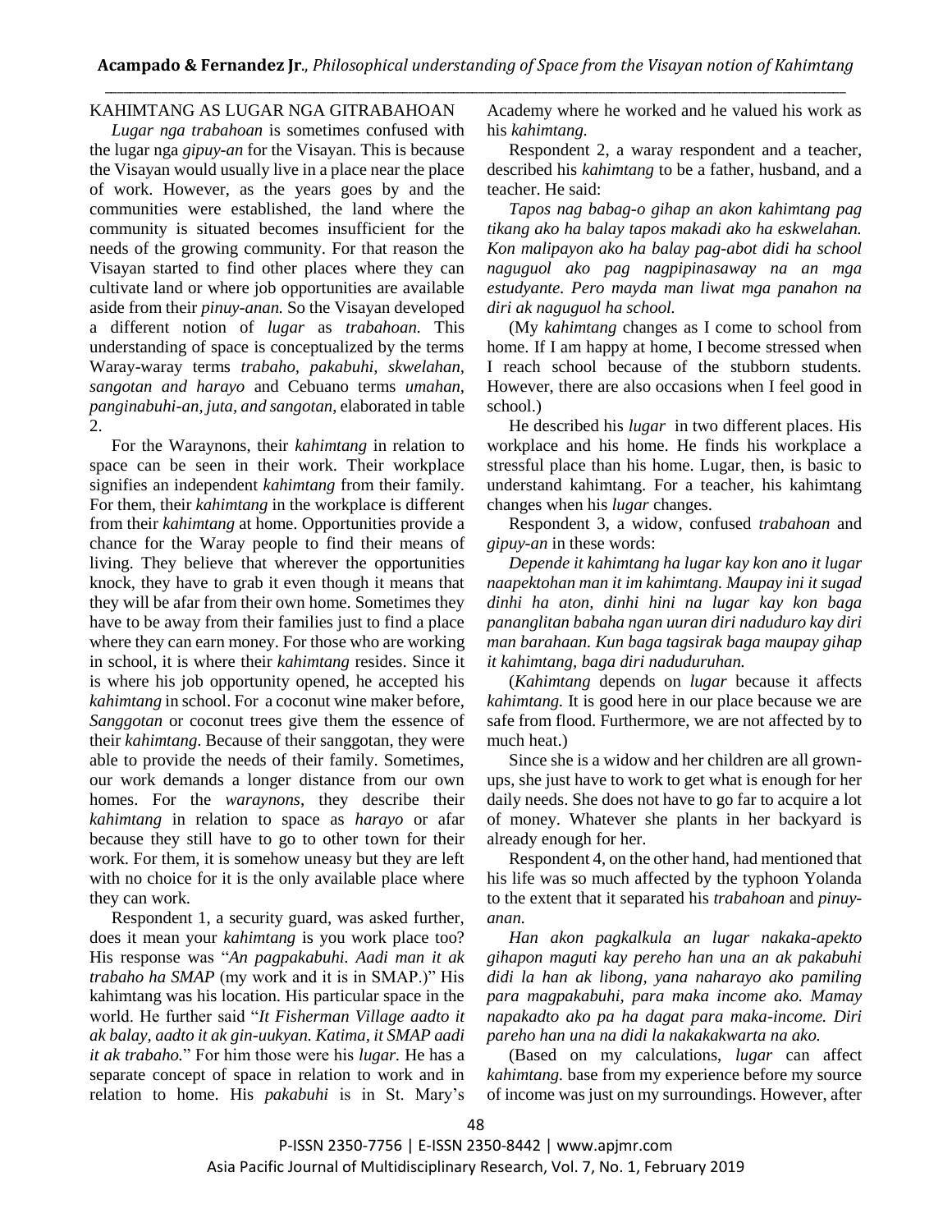## KAHIMTANG AS LUGAR NGA GITRABAHOAN

*Lugar nga trabahoan* is sometimes confused with the lugar nga *gipuy-an* for the Visayan. This is because the Visayan would usually live in a place near the place of work. However, as the years goes by and the communities were established, the land where the community is situated becomes insufficient for the needs of the growing community. For that reason the Visayan started to find other places where they can cultivate land or where job opportunities are available aside from their *pinuy-anan.* So the Visayan developed a different notion of *lugar* as *trabahoan.* This understanding of space is conceptualized by the terms Waray-waray terms *trabaho, pakabuhi, skwelahan, sangotan and harayo* and Cebuano terms *umahan, panginabuhi-an, juta, and sangotan,* elaborated in table 2.

For the Waraynons, their *kahimtang* in relation to space can be seen in their work. Their workplace signifies an independent *kahimtang* from their family. For them, their *kahimtang* in the workplace is different from their *kahimtang* at home. Opportunities provide a chance for the Waray people to find their means of living. They believe that wherever the opportunities knock, they have to grab it even though it means that they will be afar from their own home. Sometimes they have to be away from their families just to find a place where they can earn money. For those who are working in school, it is where their *kahimtang* resides. Since it is where his job opportunity opened, he accepted his *kahimtang* in school. For a coconut wine maker before, *Sanggotan* or coconut trees give them the essence of their *kahimtang*. Because of their sanggotan, they were able to provide the needs of their family. Sometimes, our work demands a longer distance from our own homes. For the *waraynons*, they describe their *kahimtang* in relation to space as *harayo* or afar because they still have to go to other town for their work. For them, it is somehow uneasy but they are left with no choice for it is the only available place where they can work.

Respondent 1, a security guard, was asked further, does it mean your *kahimtang* is you work place too? His response was "*An pagpakabuhi. Aadi man it ak trabaho ha SMAP* (my work and it is in SMAP.)" His kahimtang was his location. His particular space in the world. He further said "*It Fisherman Village aadto it ak balay, aadto it ak gin-uukyan. Katima, it SMAP aadi it ak trabaho.*" For him those were his *lugar*. He has a separate concept of space in relation to work and in relation to home. His *pakabuhi* is in St. Mary's Academy where he worked and he valued his work as his *kahimtang.*

Respondent 2, a waray respondent and a teacher, described his *kahimtang* to be a father, husband, and a teacher. He said:

*Tapos nag babag-o gihap an akon kahimtang pag tikang ako ha balay tapos makadi ako ha eskwelahan. Kon malipayon ako ha balay pag-abot didi ha school naguguol ako pag nagpipinasaway na an mga estudyante. Pero mayda man liwat mga panahon na diri ak naguguol ha school.*

(My *kahimtang* changes as I come to school from home. If I am happy at home, I become stressed when I reach school because of the stubborn students. However, there are also occasions when I feel good in school.)

He described his *lugar* in two different places. His workplace and his home. He finds his workplace a stressful place than his home. Lugar, then, is basic to understand kahimtang. For a teacher, his kahimtang changes when his *lugar* changes.

Respondent 3, a widow, confused *trabahoan* and *gipuy-an* in these words:

*Depende it kahimtang ha lugar kay kon ano it lugar naapektohan man it im kahimtang. Maupay ini it sugad dinhi ha aton, dinhi hini na lugar kay kon baga pananglitan babaha ngan uuran diri naduduro kay diri man barahaan. Kun baga tagsirak baga maupay gihap it kahimtang, baga diri naduduruhan.*

(*Kahimtang* depends on *lugar* because it affects *kahimtang.* It is good here in our place because we are safe from flood. Furthermore, we are not affected by to much heat.)

Since she is a widow and her children are all grown-ups, she just have to work to get what is enough for her daily needs. She does not have to go far to acquire a lot of money. Whatever she plants in her backyard is already enough for her.

Respondent 4, on the other hand, had mentioned that his life was so much affected by the typhoon Yolanda to the extent that it separated his *trabahoan* and *pinuy-anan.*

*Han akon pagkalkula an lugar nakaka-apekto gihapon maguti kay pereho han una an ak pakabuhi didi la han ak libong, yana naharayo ako pamiling para magpakabuhi, para maka income ako. Mamay napakadto ako pa ha dagat para maka-income. Diri pareho han una na didi la nakakakwarta na ako.*

(Based on my calculations, *lugar* can affect *kahimtang.* base from my experience before my source of income was just on my surroundings. However, after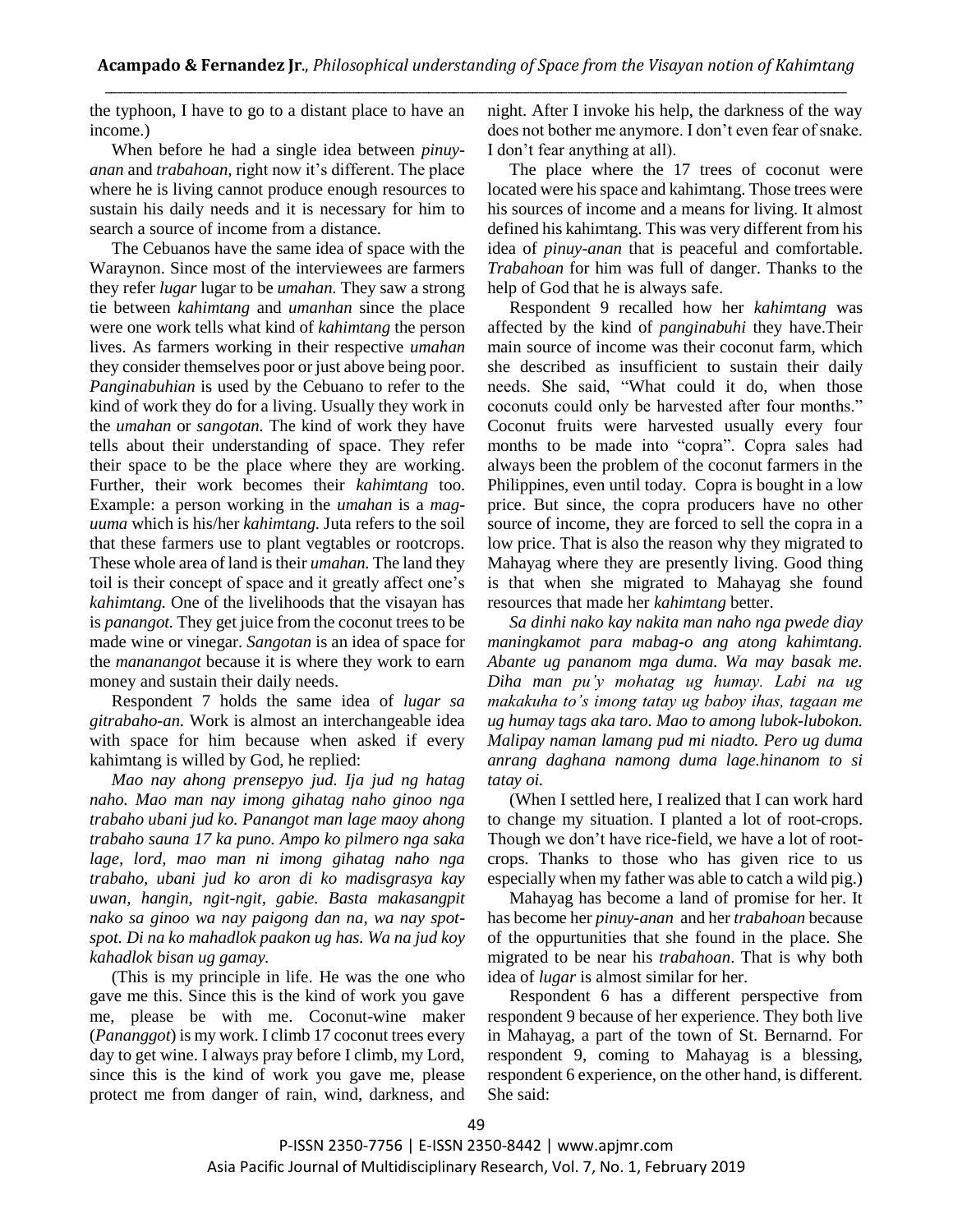the typhoon, I have to go to a distant place to have an income.)

When before he had a single idea between *pinuy-anan* and *trabahoan*, right now it's different. The place where he is living cannot produce enough resources to sustain his daily needs and it is necessary for him to search a source of income from a distance.

The Cebuanos have the same idea of space with the Waraynon. Since most of the interviewees are farmers they refer *lugar* lugar to be *umahan.* They saw a strong tie between *kahimtang* and *umanhan* since the place were one work tells what kind of *kahimtang* the person lives. As farmers working in their respective *umahan* they consider themselves poor or just above being poor. *Panginabuhian* is used by the Cebuano to refer to the kind of work they do for a living. Usually they work in the *umahan* or *sangotan.* The kind of work they have tells about their understanding of space. They refer their space to be the place where they are working. Further, their work becomes their *kahimtang* too. Example: a person working in the *umahan* is a *mag-uuma* which is his/her *kahimtang.* Juta refers to the soil that these farmers use to plant vegtables or rootcrops. These whole area of land is their *umahan.* The land they toil is their concept of space and it greatly affect one's *kahimtang.* One of the livelihoods that the visayan has is *panangot.* They get juice from the coconut trees to be made wine or vinegar. *Sangotan* is an idea of space for the *mananangot* because it is where they work to earn money and sustain their daily needs.

Respondent 7 holds the same idea of *lugar sa gitrabaho-an.* Work is almost an interchangeable idea with space for him because when asked if every kahimtang is willed by God, he replied:

*Mao nay ahong prensepyo jud. Ija jud ng hatag naho. Mao man nay imong gihatag naho ginoo nga trabaho ubani jud ko. Panangot man lage maoy ahong trabaho sauna 17 ka puno. Ampo ko pilmero nga saka lage, lord, mao man ni imong gihatag naho nga trabaho, ubani jud ko aron di ko madisgrasya kay uwan, hangin, ngit-ngit, gabie. Basta makasangpit nako sa ginoo wa nay paigong dan na, wa nay spot-spot. Di na ko mahadlok paakon ug has. Wa na jud koy kahadlok bisan ug gamay.*

(This is my principle in life. He was the one who gave me this. Since this is the kind of work you gave me, please be with me. Coconut-wine maker (*Pananggot*) is my work. I climb 17 coconut trees every day to get wine. I always pray before I climb, my Lord, since this is the kind of work you gave me, please protect me from danger of rain, wind, darkness, and night. After I invoke his help, the darkness of the way does not bother me anymore. I don't even fear of snake. I don't fear anything at all).

The place where the 17 trees of coconut were located were his space and kahimtang. Those trees were his sources of income and a means for living. It almost defined his kahimtang. This was very different from his idea of *pinuy-anan* that is peaceful and comfortable. *Trabahoan* for him was full of danger. Thanks to the help of God that he is always safe.

Respondent 9 recalled how her *kahimtang* was affected by the kind of *panginabuhi* they have.Their main source of income was their coconut farm, which she described as insufficient to sustain their daily needs. She said, "What could it do, when those coconuts could only be harvested after four months." Coconut fruits were harvested usually every four months to be made into "copra". Copra sales had always been the problem of the coconut farmers in the Philippines, even until today. Copra is bought in a low price. But since, the copra producers have no other source of income, they are forced to sell the copra in a low price. That is also the reason why they migrated to Mahayag where they are presently living. Good thing is that when she migrated to Mahayag she found resources that made her *kahimtang* better.

*Sa dinhi nako kay nakita man naho nga pwede diay maningkamot para mabag-o ang atong kahimtang. Abante ug pananom mga duma. Wa may basak me. Diha man pu'y mohatag ug humay. Labi na ug makakuha to's imong tatay ug baboy ihas, tagaan me ug humay tags aka taro. Mao to among lubok-lubokon. Malipay naman lamang pud mi niadto. Pero ug duma anrang daghana namong duma lage.hinanom to si tatay oi.*

(When I settled here, I realized that I can work hard to change my situation. I planted a lot of root-crops. Though we don't have rice-field, we have a lot of root-crops. Thanks to those who has given rice to us especially when my father was able to catch a wild pig.)

Mahayag has become a land of promise for her. It has become her *pinuy-anan* and her *trabahoan* because of the oppurtunities that she found in the place. She migrated to be near his *trabahoan*. That is why both idea of *lugar* is almost similar for her.

Respondent 6 has a different perspective from respondent 9 because of her experience. They both live in Mahayag, a part of the town of St. Bernarnd. For respondent 9, coming to Mahayag is a blessing, respondent 6 experience, on the other hand, is different. She said: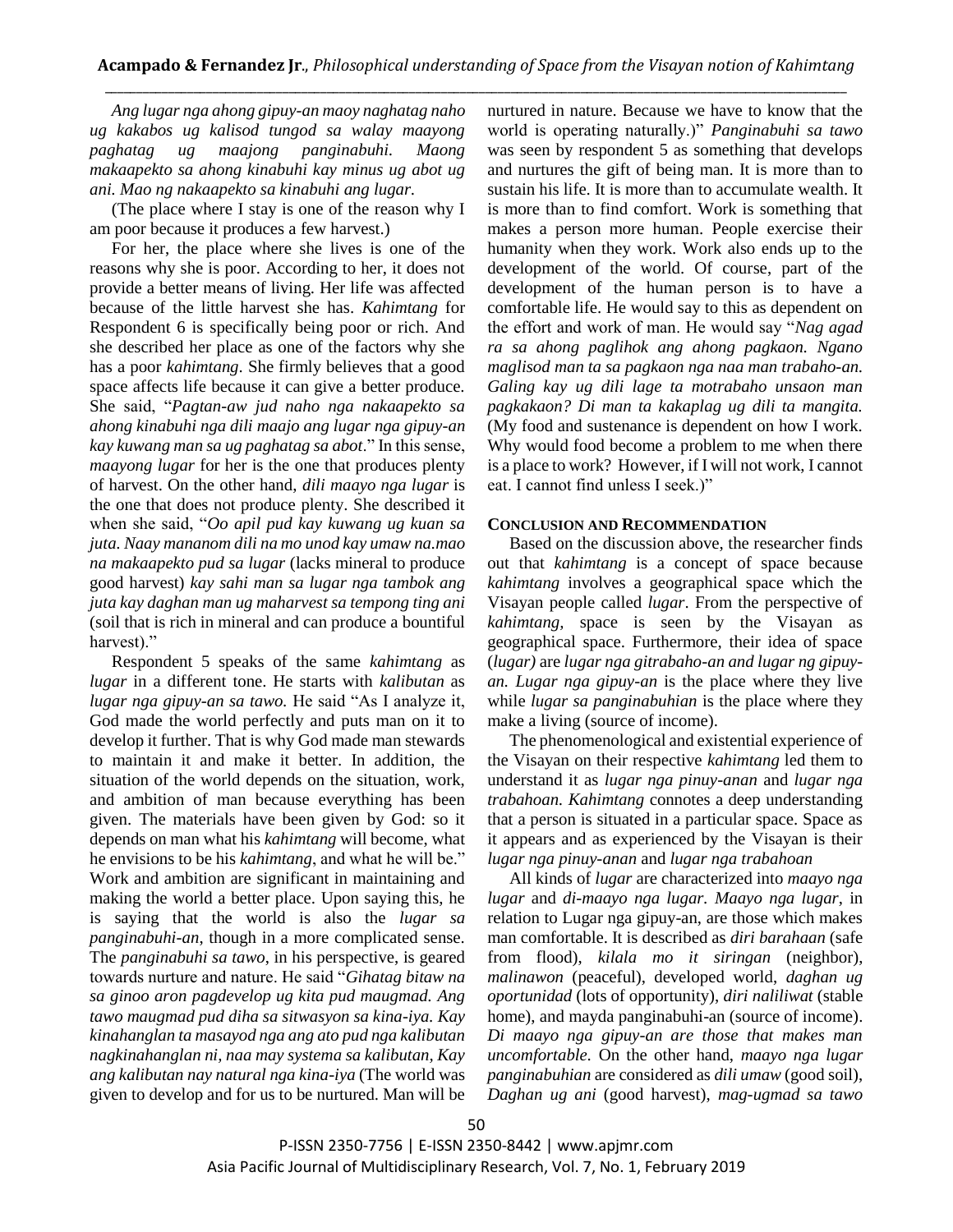*Ang lugar nga ahong gipuy-an maoy naghatag naho ug kakabos ug kalisod tungod sa walay maayong paghatag ug maajong panginabuhi. Maong makaapekto sa ahong kinabuhi kay minus ug abot ug ani. Mao ng nakaapekto sa kinabuhi ang lugar.*

(The place where I stay is one of the reason why I am poor because it produces a few harvest.)

For her, the place where she lives is one of the reasons why she is poor. According to her, it does not provide a better means of living. Her life was affected because of the little harvest she has. *Kahimtang* for Respondent 6 is specifically being poor or rich. And she described her place as one of the factors why she has a poor *kahimtang*. She firmly believes that a good space affects life because it can give a better produce. She said, "*Pagtan-aw jud naho nga nakaapekto sa ahong kinabuhi nga dili maajo ang lugar nga gipuy-an kay kuwang man sa ug paghatag sa abot*." In this sense, *maayong lugar* for her is the one that produces plenty of harvest. On the other hand, *dili maayo nga lugar* is the one that does not produce plenty. She described it when she said, "*Oo apil pud kay kuwang ug kuan sa juta. Naay mananom dili na mo unod kay umaw na.mao na makaapekto pud sa lugar* (lacks mineral to produce good harvest) *kay sahi man sa lugar nga tambok ang juta kay daghan man ug maharvest sa tempong ting ani* (soil that is rich in mineral and can produce a bountiful harvest)."

Respondent 5 speaks of the same *kahimtang* as *lugar* in a different tone. He starts with *kalibutan* as *lugar nga gipuy-an sa tawo.* He said "As I analyze it, God made the world perfectly and puts man on it to develop it further. That is why God made man stewards to maintain it and make it better. In addition, the situation of the world depends on the situation, work, and ambition of man because everything has been given. The materials have been given by God: so it depends on man what his *kahimtang* will become, what he envisions to be his *kahimtang*, and what he will be." Work and ambition are significant in maintaining and making the world a better place. Upon saying this, he is saying that the world is also the *lugar sa panginabuhi-an*, though in a more complicated sense. The *panginabuhi sa tawo*, in his perspective, is geared towards nurture and nature. He said "*Gihatag bitaw na sa ginoo aron pagdevelop ug kita pud maugmad. Ang tawo maugmad pud diha sa sitwasyon sa kina-iya. Kay kinahanglan ta masayod nga ang ato pud nga kalibutan nagkinahanglan ni, naa may systema sa kalibutan, Kay ang kalibutan nay natural nga kina-iya* (The world was given to develop and for us to be nurtured. Man will be nurtured in nature. Because we have to know that the world is operating naturally.)" *Panginabuhi sa tawo* was seen by respondent 5 as something that develops and nurtures the gift of being man. It is more than to sustain his life. It is more than to accumulate wealth. It is more than to find comfort. Work is something that makes a person more human. People exercise their humanity when they work. Work also ends up to the development of the world. Of course, part of the development of the human person is to have a comfortable life. He would say to this as dependent on the effort and work of man. He would say "*Nag agad ra sa ahong paglihok ang ahong pagkaon. Ngano maglisod man ta sa pagkaon nga naa man trabaho-an. Galing kay ug dili lage ta motrabaho unsaon man pagkakaon? Di man ta kakaplag ug dili ta mangita.* (My food and sustenance is dependent on how I work. Why would food become a problem to me when there is a place to work? However, if I will not work, I cannot eat. I cannot find unless I seek.)"

## CONCLUSION AND RECOMMENDATION

Based on the discussion above, the researcher finds out that *kahimtang* is a concept of space because *kahimtang* involves a geographical space which the Visayan people called *lugar*. From the perspective of *kahimtang*, space is seen by the Visayan as geographical space. Furthermore, their idea of space (*lugar)* are *lugar nga gitrabaho-an and lugar ng gipuy-an. Lugar nga gipuy-an* is the place where they live while *lugar sa panginabuhian* is the place where they make a living (source of income).

The phenomenological and existential experience of the Visayan on their respective *kahimtang* led them to understand it as *lugar nga pinuy-anan* and *lugar nga trabahoan. Kahimtang* connotes a deep understanding that a person is situated in a particular space. Space as it appears and as experienced by the Visayan is their *lugar nga pinuy-anan* and *lugar nga trabahoan*

All kinds of *lugar* are characterized into *maayo nga lugar* and *di-maayo nga lugar. Maayo nga lugar*, in relation to Lugar nga gipuy-an, are those which makes man comfortable. It is described as *diri barahaan* (safe from flood), *kilala mo it siringan* (neighbor), *malinawon* (peaceful), developed world, *daghan ug oportunidad* (lots of opportunity), *diri naliliwat* (stable home), and mayda panginabuhi-an (source of income). *Di maayo nga gipuy-an are those that makes man uncomfortable*. On the other hand, *maayo nga lugar panginabuhian* are considered as *dili umaw* (good soil), *Daghan ug ani* (good harvest), *mag-ugmad sa tawo*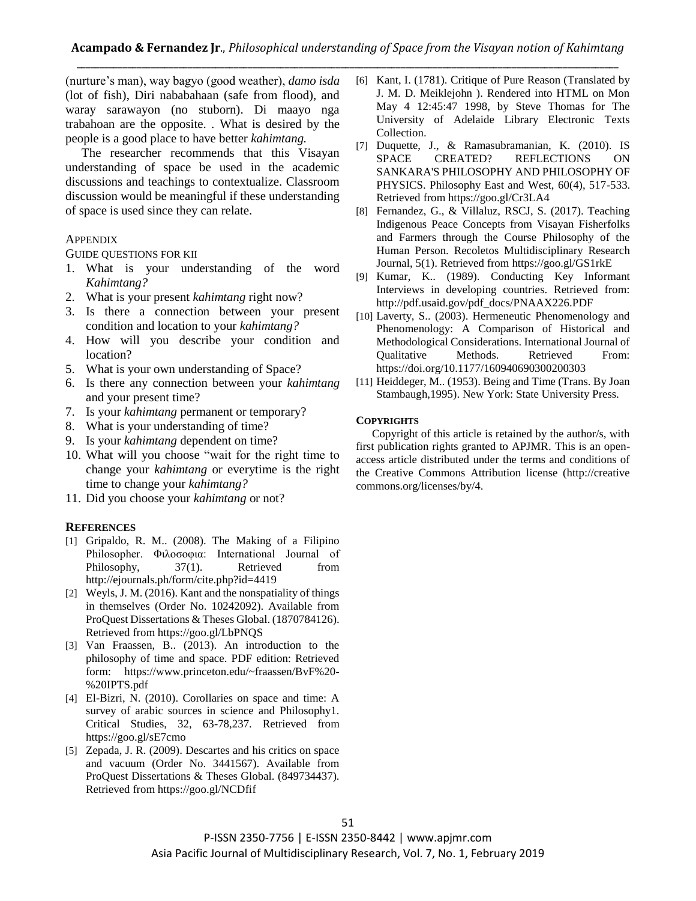(nurture's man), way bagyo (good weather), *damo isda* (lot of fish), Diri nababahaan (safe from flood), and waray sarawayon (no stuborn). Di maayo nga trabahoan are the opposite. . What is desired by the people is a good place to have better *kahimtang.*

The researcher recommends that this Visayan understanding of space be used in the academic discussions and teachings to contextualize. Classroom discussion would be meaningful if these understanding of space is used since they can relate.

## APPENDIX

GUIDE QUESTIONS FOR KII

1. What is your understanding of the word *Kahimtang?*
2. What is your present *kahimtang* right now?
3. Is there a connection between your present condition and location to your *kahimtang?*
4. How will you describe your condition and location?
5. What is your own understanding of Space?
6. Is there any connection between your *kahimtang* and your present time?
7. Is your *kahimtang* permanent or temporary?
8. What is your understanding of time?
9. Is your *kahimtang* dependent on time?
10. What will you choose "wait for the right time to change your *kahimtang* or everytime is the right time to change your *kahimtang?*
11. Did you choose your *kahimtang* or not?

## REFERENCES

[1] Gripaldo, R. M.. (2008). The Making of a Filipino Philosopher. Φιλοσοφια: International Journal of Philosophy, 37(1). Retrieved from http://ejournals.ph/form/cite.php?id=4419

[2] Weyls, J. M. (2016). Kant and the nonspatiality of things in themselves (Order No. 10242092). Available from ProQuest Dissertations & Theses Global. (1870784126). Retrieved from https://goo.gl/LbPNQS

[3] Van Fraassen, B.. (2013). An introduction to the philosophy of time and space. PDF edition: Retrieved form: https://www.princeton.edu/~fraassen/BvF%20-%20IPTS.pdf

[4] El-Bizri, N. (2010). Corollaries on space and time: A survey of arabic sources in science and Philosophy1. Critical Studies, 32, 63-78,237. Retrieved from https://goo.gl/sE7cmo

[5] Zepada, J. R. (2009). Descartes and his critics on space and vacuum (Order No. 3441567). Available from ProQuest Dissertations & Theses Global. (849734437). Retrieved from https://goo.gl/NCDfif

[6] Kant, I. (1781). Critique of Pure Reason (Translated by J. M. D. Meiklejohn ). Rendered into HTML on Mon May 4 12:45:47 1998, by Steve Thomas for The University of Adelaide Library Electronic Texts Collection.

[7] Duquette, J., & Ramasubramanian, K. (2010). IS SPACE CREATED? REFLECTIONS ON SANKARA'S PHILOSOPHY AND PHILOSOPHY OF PHYSICS. Philosophy East and West, 60(4), 517-533. Retrieved from https://goo.gl/Cr3LA4

[8] Fernandez, G., & Villaluz, RSCJ, S. (2017). Teaching Indigenous Peace Concepts from Visayan Fisherfolks and Farmers through the Course Philosophy of the Human Person. Recoletos Multidisciplinary Research Journal, 5(1). Retrieved from https://goo.gl/GS1rkE

[9] Kumar, K.. (1989). Conducting Key Informant Interviews in developing countries. Retrieved from: http://pdf.usaid.gov/pdf_docs/PNAAX226.PDF

[10] Laverty, S.. (2003). Hermeneutic Phenomenology and Phenomenology: A Comparison of Historical and Methodological Considerations. International Journal of Qualitative Methods. Retrieved From: https://doi.org/10.1177/160940690300200303

[11] Heiddeger, M.. (1953). Being and Time (Trans. By Joan Stambaugh,1995). New York: State University Press.

## COPYRIGHTS

Copyright of this article is retained by the author/s, with first publication rights granted to APJMR. This is an open-access article distributed under the terms and conditions of the Creative Commons Attribution license (http://creative commons.org/licenses/by/4.